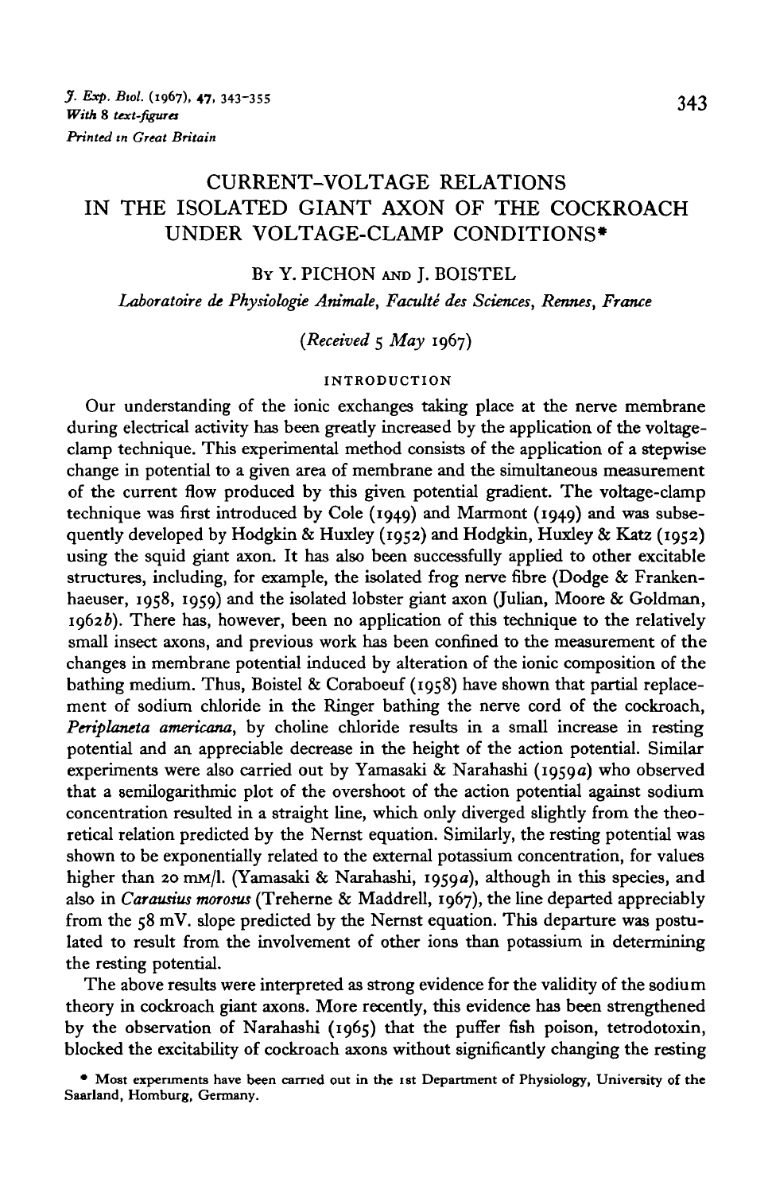*J. Exp. Biol.* (1967), 47, 343–355
*With 8 text-figures*
*Printed in Great Britain*

# CURRENT–VOLTAGE RELATIONS IN THE ISOLATED GIANT AXON OF THE COCKROACH UNDER VOLTAGE-CLAMP CONDITIONS*

By Y. PICHON AND J. BOISTEL

*Laboratoire de Physiologie Animale, Faculté des Sciences, Rennes, France*

*(Received 5 May 1967)*

## INTRODUCTION

Our understanding of the ionic exchanges taking place at the nerve membrane during electrical activity has been greatly increased by the application of the voltage-clamp technique. This experimental method consists of the application of a stepwise change in potential to a given area of membrane and the simultaneous measurement of the current flow produced by this given potential gradient. The voltage-clamp technique was first introduced by Cole (1949) and Marmont (1949) and was subsequently developed by Hodgkin & Huxley (1952) and Hodgkin, Huxley & Katz (1952) using the squid giant axon. It has also been successfully applied to other excitable structures, including, for example, the isolated frog nerve fibre (Dodge & Frankenhaeuser, 1958, 1959) and the isolated lobster giant axon (Julian, Moore & Goldman, 1962*b*). There has, however, been no application of this technique to the relatively small insect axons, and previous work has been confined to the measurement of the changes in membrane potential induced by alteration of the ionic composition of the bathing medium. Thus, Boistel & Coraboeuf (1958) have shown that partial replacement of sodium chloride in the Ringer bathing the nerve cord of the cockroach, *Periplaneta americana*, by choline chloride results in a small increase in resting potential and an appreciable decrease in the height of the action potential. Similar experiments were also carried out by Yamasaki & Narahashi (1959*a*) who observed that a semilogarithmic plot of the overshoot of the action potential against sodium concentration resulted in a straight line, which only diverged slightly from the theoretical relation predicted by the Nernst equation. Similarly, the resting potential was shown to be exponentially related to the external potassium concentration, for values higher than 20 mM/l. (Yamasaki & Narahashi, 1959*a*), although in this species, and also in *Carausius morosus* (Treherne & Maddrell, 1967), the line departed appreciably from the 58 mV. slope predicted by the Nernst equation. This departure was postulated to result from the involvement of other ions than potassium in determining the resting potential.

The above results were interpreted as strong evidence for the validity of the sodium theory in cockroach giant axons. More recently, this evidence has been strengthened by the observation of Narahashi (1965) that the puffer fish poison, tetrodotoxin, blocked the excitability of cockroach axons without significantly changing the resting

\* Most experiments have been carried out in the 1st Department of Physiology, University of the Saarland, Homburg, Germany.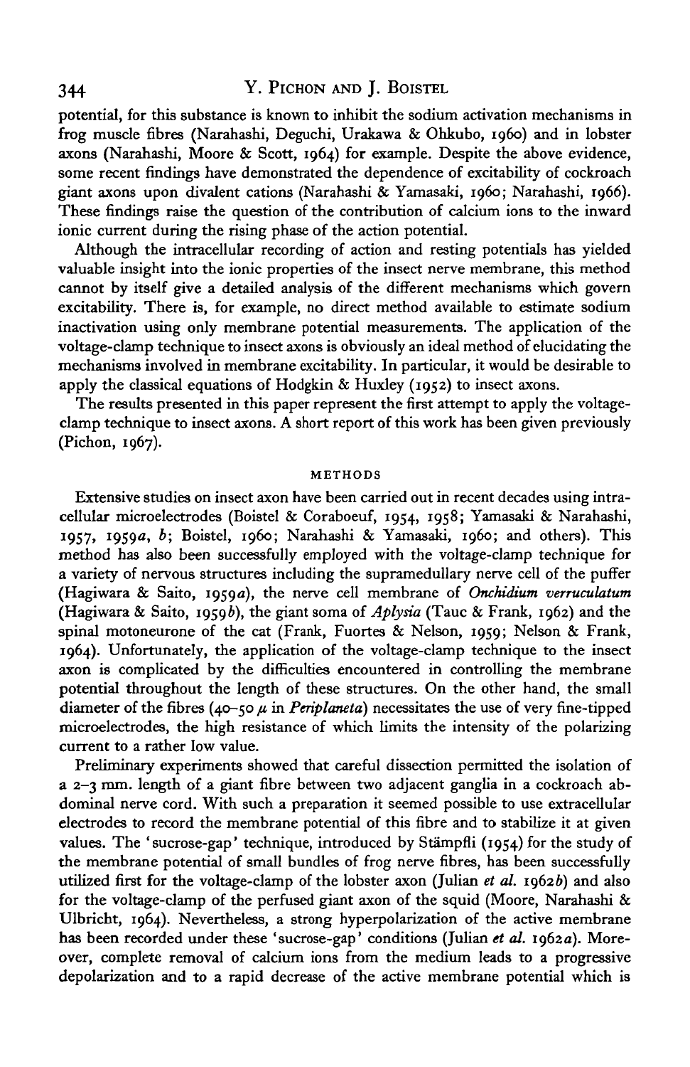potential, for this substance is known to inhibit the sodium activation mechanisms in frog muscle fibres (Narahashi, Deguchi, Urakawa & Ohkubo, 1960) and in lobster axons (Narahashi, Moore & Scott, 1964) for example. Despite the above evidence, some recent findings have demonstrated the dependence of excitability of cockroach giant axons upon divalent cations (Narahashi & Yamasaki, 1960; Narahashi, 1966). These findings raise the question of the contribution of calcium ions to the inward ionic current during the rising phase of the action potential.

Although the intracellular recording of action and resting potentials has yielded valuable insight into the ionic properties of the insect nerve membrane, this method cannot by itself give a detailed analysis of the different mechanisms which govern excitability. There is, for example, no direct method available to estimate sodium inactivation using only membrane potential measurements. The application of the voltage-clamp technique to insect axons is obviously an ideal method of elucidating the mechanisms involved in membrane excitability. In particular, it would be desirable to apply the classical equations of Hodgkin & Huxley (1952) to insect axons.

The results presented in this paper represent the first attempt to apply the voltage-clamp technique to insect axons. A short report of this work has been given previously (Pichon, 1967).

## METHODS

Extensive studies on insect axon have been carried out in recent decades using intracellular microelectrodes (Boistel & Coraboeuf, 1954, 1958; Yamasaki & Narahashi, 1957, 1959*a*, *b*; Boistel, 1960; Narahashi & Yamasaki, 1960; and others). This method has also been successfully employed with the voltage-clamp technique for a variety of nervous structures including the supramedullary nerve cell of the puffer (Hagiwara & Saito, 1959*a*), the nerve cell membrane of *Onchidium verruculatum* (Hagiwara & Saito, 1959*b*), the giant soma of *Aplysia* (Tauc & Frank, 1962) and the spinal motoneurone of the cat (Frank, Fuortes & Nelson, 1959; Nelson & Frank, 1964). Unfortunately, the application of the voltage-clamp technique to the insect axon is complicated by the difficulties encountered in controlling the membrane potential throughout the length of these structures. On the other hand, the small diameter of the fibres (40–50 $\mu$ in *Periplaneta*) necessitates the use of very fine-tipped microelectrodes, the high resistance of which limits the intensity of the polarizing current to a rather low value.

Preliminary experiments showed that careful dissection permitted the isolation of a 2–3 mm. length of a giant fibre between two adjacent ganglia in a cockroach abdominal nerve cord. With such a preparation it seemed possible to use extracellular electrodes to record the membrane potential of this fibre and to stabilize it at given values. The 'sucrose-gap' technique, introduced by Stämpfli (1954) for the study of the membrane potential of small bundles of frog nerve fibres, has been successfully utilized first for the voltage-clamp of the lobster axon (Julian *et al.* 1962*b*) and also for the voltage-clamp of the perfused giant axon of the squid (Moore, Narahashi & Ulbricht, 1964). Nevertheless, a strong hyperpolarization of the active membrane has been recorded under these 'sucrose-gap' conditions (Julian *et al.* 1962*a*). Moreover, complete removal of calcium ions from the medium leads to a progressive depolarization and to a rapid decrease of the active membrane potential which is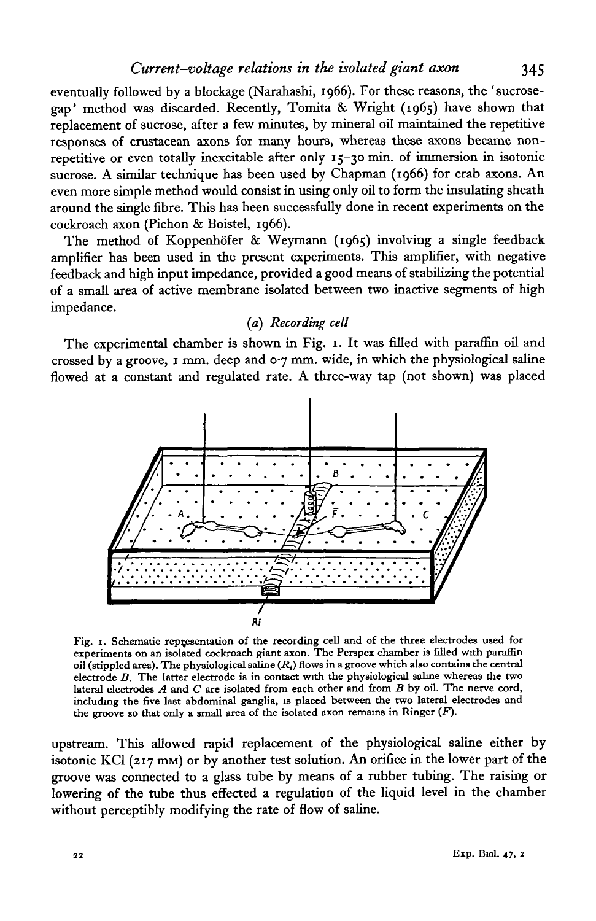eventually followed by a blockage (Narahashi, 1966). For these reasons, the 'sucrose-gap' method was discarded. Recently, Tomita & Wright (1965) have shown that replacement of sucrose, after a few minutes, by mineral oil maintained the repetitive responses of crustacean axons for many hours, whereas these axons became non-repetitive or even totally inexcitable after only 15–30 min. of immersion in isotonic sucrose. A similar technique has been used by Chapman (1966) for crab axons. An even more simple method would consist in using only oil to form the insulating sheath around the single fibre. This has been successfully done in recent experiments on the cockroach axon (Pichon & Boistel, 1966).

The method of Koppenhöfer & Weymann (1965) involving a single feedback amplifier has been used in the present experiments. This amplifier, with negative feedback and high input impedance, provided a good means of stabilizing the potential of a small area of active membrane isolated between two inactive segments of high impedance.

### (a) *Recording cell*

The experimental chamber is shown in Fig. 1. It was filled with paraffin oil and crossed by a groove, 1 mm. deep and 0·7 mm. wide, in which the physiological saline flowed at a constant and regulated rate. A three-way tap (not shown) was placed upstream. This allowed rapid replacement of the physiological saline either by isotonic KCl (217 mM) or by another test solution. An orifice in the lower part of the groove was connected to a glass tube by means of a rubber tubing. The raising or lowering of the tube thus effected a regulation of the liquid level in the chamber without perceptibly modifying the rate of flow of saline.

Fig. 1. Schematic representation of the recording cell and of the three electrodes used for experiments on an isolated cockroach giant axon. The Perspex chamber is filled with paraffin oil (stippled area). The physiological saline ($R_i$) flows in a groove which also contains the central electrode *B*. The latter electrode is in contact with the physiological saline whereas the two lateral electrodes *A* and *C* are isolated from each other and from *B* by oil. The nerve cord, including the five last abdominal ganglia, is placed between the two lateral electrodes and the groove so that only a small area of the isolated axon remains in Ringer (*F*).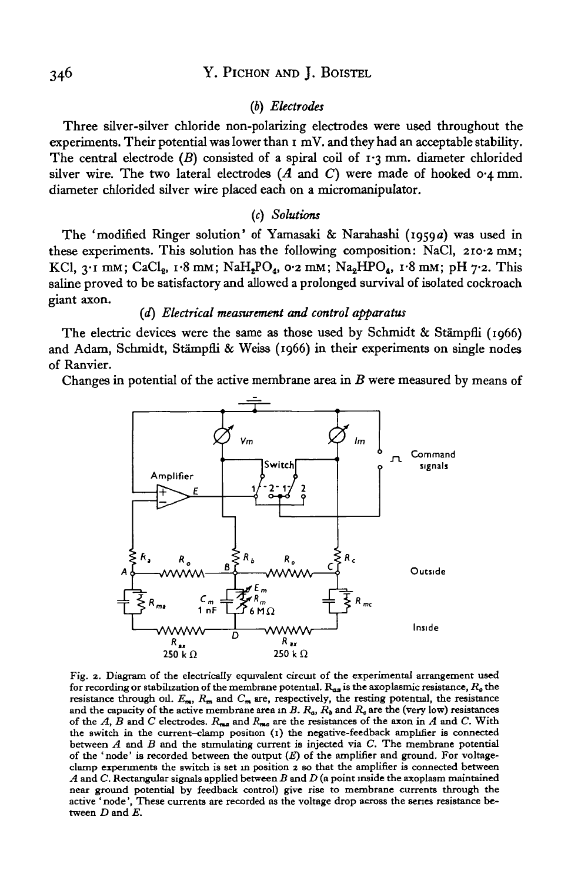### (b) *Electrodes*

Three silver-silver chloride non-polarizing electrodes were used throughout the experiments. Their potential was lower than 1 mV. and they had an acceptable stability. The central electrode (*B*) consisted of a spiral coil of 1·3 mm. diameter chlorided silver wire. The two lateral electrodes (*A* and *C*) were made of hooked 0·4 mm. diameter chlorided silver wire placed each on a micromanipulator.

### (c) *Solutions*

The 'modified Ringer solution' of Yamasaki & Narahashi (1959*a*) was used in these experiments. This solution has the following composition: NaCl, 210·2 mM; KCl, 3·1 mM; $CaCl_2$, 1·8 mM; $NaH_2PO_4$, 0·2 mM; $Na_2HPO_4$, 1·8 mM; pH 7·2. This saline proved to be satisfactory and allowed a prolonged survival of isolated cockroach giant axon.

### (d) *Electrical measurement and control apparatus*

The electric devices were the same as those used by Schmidt & Stämpfli (1966) and Adam, Schmidt, Stämpfli & Weiss (1966) in their experiments on single nodes of Ranvier.

Changes in potential of the active membrane area in *B* were measured by means of

Fig. 2. Diagram of the electrically equivalent circuit of the experimental arrangement used for recording or stabilization of the membrane potential. $R_{ax}$ is the axoplasmic resistance, $R_o$ the resistance through oil. $E_m$, $R_m$ and $C_m$ are, respectively, the resting potential, the resistance and the capacity of the active membrane area in *B*. $R_a$, $R_b$ and $R_c$ are the (very low) resistances of the *A*, *B* and *C* electrodes. $R_{ma}$ and $R_{mc}$ are the resistances of the axon in *A* and *C*. With the switch in the current-clamp position (1) the negative-feedback amplifier is connected between *A* and *B* and the stimulating current is injected via *C*. The membrane potential of the 'node' is recorded between the output (*E*) of the amplifier and ground. For voltage-clamp experiments the switch is set in position 2 so that the amplifier is connected between *A* and *C*. Rectangular signals applied between *B* and *D* (a point inside the axoplasm maintained near ground potential by feedback control) give rise to membrane currents through the active 'node'. These currents are recorded as the voltage drop across the series resistance between *D* and *E*.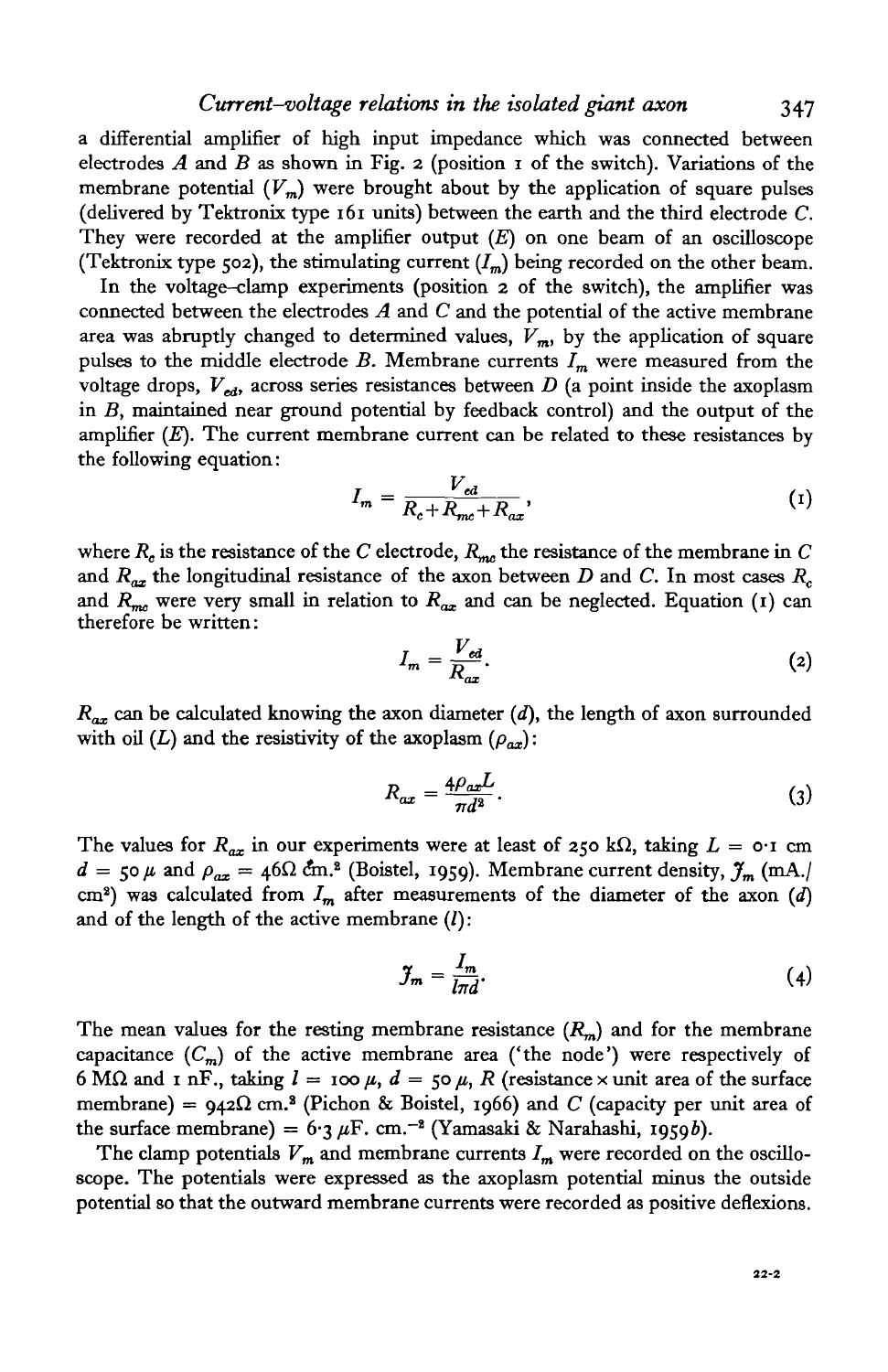a differential amplifier of high input impedance which was connected between electrodes $A$ and $B$ as shown in Fig. 2 (position 1 of the switch). Variations of the membrane potential ($V_m$) were brought about by the application of square pulses (delivered by Tektronix type 161 units) between the earth and the third electrode $C$. They were recorded at the amplifier output ($E$) on one beam of an oscilloscope (Tektronix type 502), the stimulating current ($I_m$) being recorded on the other beam.

In the voltage-clamp experiments (position 2 of the switch), the amplifier was connected between the electrodes $A$ and $C$ and the potential of the active membrane area was abruptly changed to determined values, $V_m$, by the application of square pulses to the middle electrode $B$. Membrane currents $I_m$ were measured from the voltage drops, $V_{ed}$, across series resistances between $D$ (a point inside the axoplasm in $B$, maintained near ground potential by feedback control) and the output of the amplifier ($E$). The current membrane current can be related to these resistances by the following equation:

$$I_m = \frac{V_{ed}}{R_c + R_{mc} + R_{ax}}, \tag{1}$$

where $R_c$ is the resistance of the $C$ electrode, $R_{mc}$ the resistance of the membrane in $C$ and $R_{ax}$ the longitudinal resistance of the axon between $D$ and $C$. In most cases $R_c$ and $R_{mc}$ were very small in relation to $R_{ax}$ and can be neglected. Equation (1) can therefore be written:

$$I_m = \frac{V_{ed}}{R_{ax}}. \tag{2}$$

$R_{ax}$ can be calculated knowing the axon diameter ($d$), the length of axon surrounded with oil ($L$) and the resistivity of the axoplasm ($\rho_{ax}$):

$$R_{ax} = \frac{4\rho_{ax}L}{\pi d^2}. \tag{3}$$

The values for $R_{ax}$ in our experiments were at least of 250 kΩ, taking $L = 0{\cdot}1$ cm $d = 50\,\mu$ and $\rho_{ax} = 46\Omega$ cm.$^2$ (Boistel, 1959). Membrane current density, $J_m$ (mA./cm$^2$) was calculated from $I_m$ after measurements of the diameter of the axon ($d$) and of the length of the active membrane ($l$):

$$J_m = \frac{I_m}{l\pi d}. \tag{4}$$

The mean values for the resting membrane resistance ($R_m$) and for the membrane capacitance ($C_m$) of the active membrane area ('the node') were respectively of 6 MΩ and 1 nF., taking $l = 100\,\mu$, $d = 50\,\mu$, $R$ (resistance × unit area of the surface membrane) $= 942\Omega$ cm.$^2$ (Pichon & Boistel, 1966) and $C$ (capacity per unit area of the surface membrane) $= 6{\cdot}3\,\mu$F. cm.$^{-2}$ (Yamasaki & Narahashi, 1959*b*).

The clamp potentials $V_m$ and membrane currents $I_m$ were recorded on the oscilloscope. The potentials were expressed as the axoplasm potential minus the outside potential so that the outward membrane currents were recorded as positive deflexions.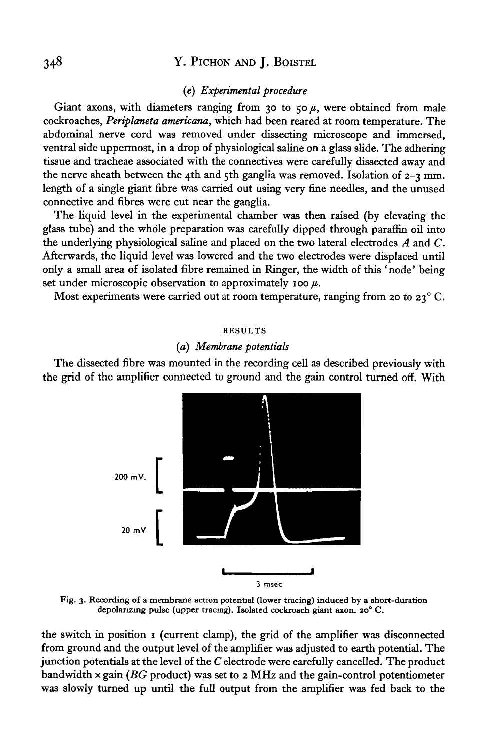### (e) *Experimental procedure*

Giant axons, with diameters ranging from 30 to 50 $\mu$, were obtained from male cockroaches, *Periplaneta americana*, which had been reared at room temperature. The abdominal nerve cord was removed under dissecting microscope and immersed, ventral side uppermost, in a drop of physiological saline on a glass slide. The adhering tissue and tracheae associated with the connectives were carefully dissected away and the nerve sheath between the 4th and 5th ganglia was removed. Isolation of 2–3 mm. length of a single giant fibre was carried out using very fine needles, and the unused connective and fibres were cut near the ganglia.

The liquid level in the experimental chamber was then raised (by elevating the glass tube) and the whole preparation was carefully dipped through paraffin oil into the underlying physiological saline and placed on the two lateral electrodes *A* and *C*. Afterwards, the liquid level was lowered and the two electrodes were displaced until only a small area of isolated fibre remained in Ringer, the width of this 'node' being set under microscopic observation to approximately 100 $\mu$.

Most experiments were carried out at room temperature, ranging from 20 to 23° C.

## RESULTS

### (a) *Membrane potentials*

The dissected fibre was mounted in the recording cell as described previously with the grid of the amplifier connected to ground and the gain control turned off. With

Fig. 3. Recording of a membrane action potential (lower tracing) induced by a short-duration depolarizing pulse (upper tracing). Isolated cockroach giant axon. 20° C.

the switch in position 1 (current clamp), the grid of the amplifier was disconnected from ground and the output level of the amplifier was adjusted to earth potential. The junction potentials at the level of the *C* electrode were carefully cancelled. The product bandwidth × gain (*BG* product) was set to 2 MHz and the gain-control potentiometer was slowly turned up until the full output from the amplifier was fed back to the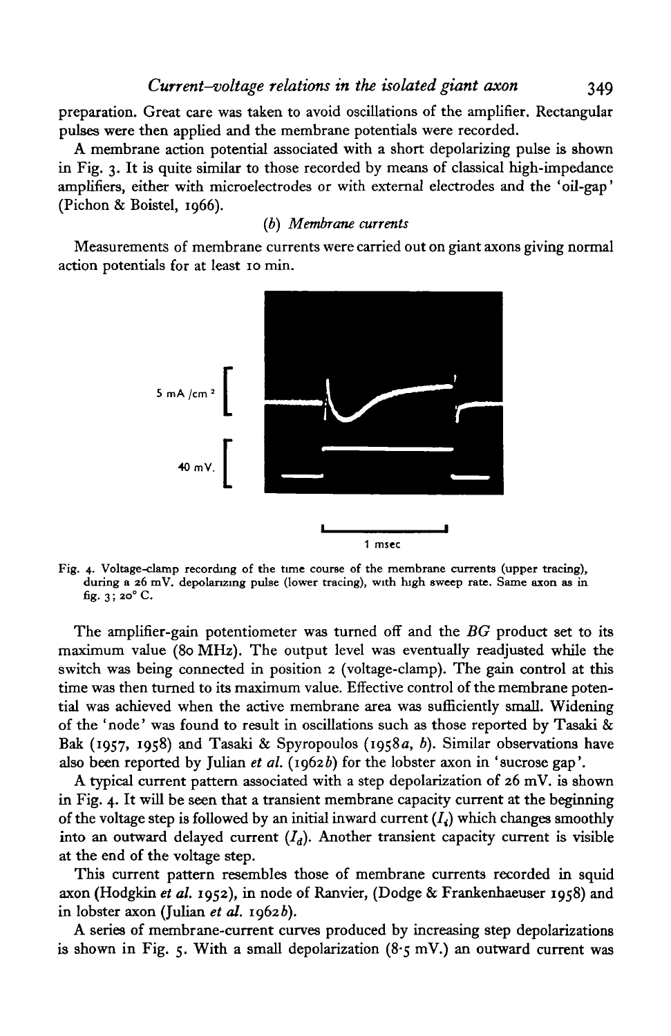preparation. Great care was taken to avoid oscillations of the amplifier. Rectangular pulses were then applied and the membrane potentials were recorded.

A membrane action potential associated with a short depolarizing pulse is shown in Fig. 3. It is quite similar to those recorded by means of classical high-impedance amplifiers, either with microelectrodes or with external electrodes and the 'oil-gap' (Pichon & Boistel, 1966).

### (*b*) *Membrane currents*

Measurements of membrane currents were carried out on giant axons giving normal action potentials for at least 10 min.

Fig. 4. Voltage-clamp recording of the time course of the membrane currents (upper tracing), during a 26 mV. depolarizing pulse (lower tracing), with high sweep rate. Same axon as in fig. 3; 20° C.

The amplifier-gain potentiometer was turned off and the *BG* product set to its maximum value (80 MHz). The output level was eventually readjusted while the switch was being connected in position 2 (voltage-clamp). The gain control at this time was then turned to its maximum value. Effective control of the membrane potential was achieved when the active membrane area was sufficiently small. Widening of the 'node' was found to result in oscillations such as those reported by Tasaki & Bak (1957, 1958) and Tasaki & Spyropoulos (1958*a*, *b*). Similar observations have also been reported by Julian *et al.* (1962*b*) for the lobster axon in 'sucrose gap'.

A typical current pattern associated with a step depolarization of 26 mV. is shown in Fig. 4. It will be seen that a transient membrane capacity current at the beginning of the voltage step is followed by an initial inward current ($I_i$) which changes smoothly into an outward delayed current ($I_d$). Another transient capacity current is visible at the end of the voltage step.

This current pattern resembles those of membrane currents recorded in squid axon (Hodgkin *et al.* 1952), in node of Ranvier, (Dodge & Frankenhaeuser 1958) and in lobster axon (Julian *et al.* 1962*b*).

A series of membrane-current curves produced by increasing step depolarizations is shown in Fig. 5. With a small depolarization (8·5 mV.) an outward current was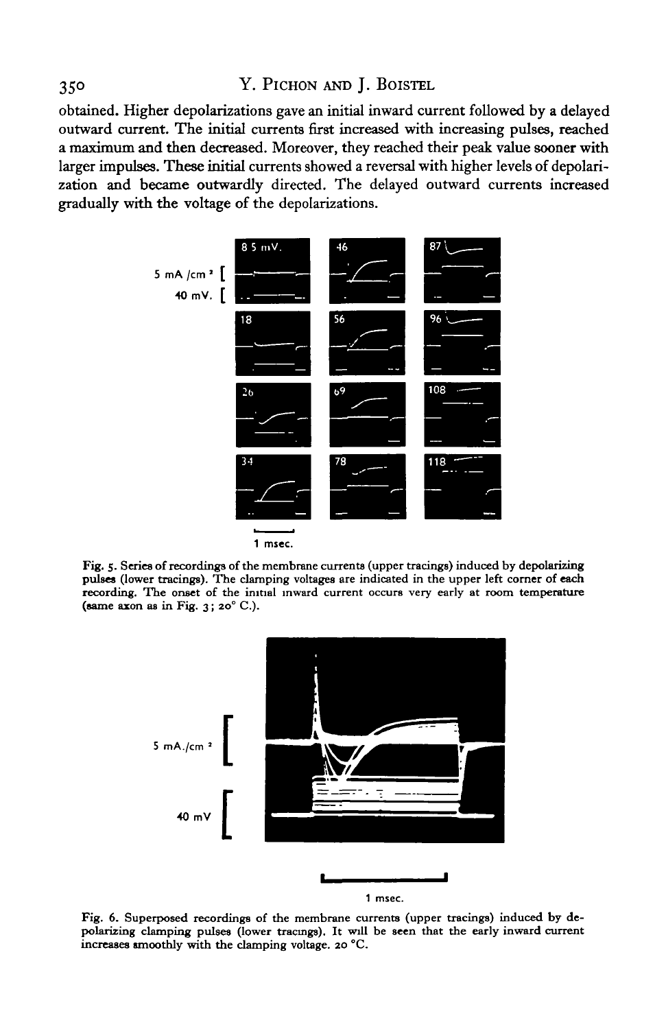obtained. Higher depolarizations gave an initial inward current followed by a delayed outward current. The initial currents first increased with increasing pulses, reached a maximum and then decreased. Moreover, they reached their peak value sooner with larger impulses. These initial currents showed a reversal with higher levels of depolarization and became outwardly directed. The delayed outward currents increased gradually with the voltage of the depolarizations.

Fig. 5. Series of recordings of the membrane currents (upper tracings) induced by depolarizing pulses (lower tracings). The clamping voltages are indicated in the upper left corner of each recording. The onset of the initial inward current occurs very early at room temperature (same axon as in Fig. 3; 20° C.).

Fig. 6. Superposed recordings of the membrane currents (upper tracings) induced by depolarizing clamping pulses (lower tracings). It will be seen that the early inward current increases smoothly with the clamping voltage. 20 °C.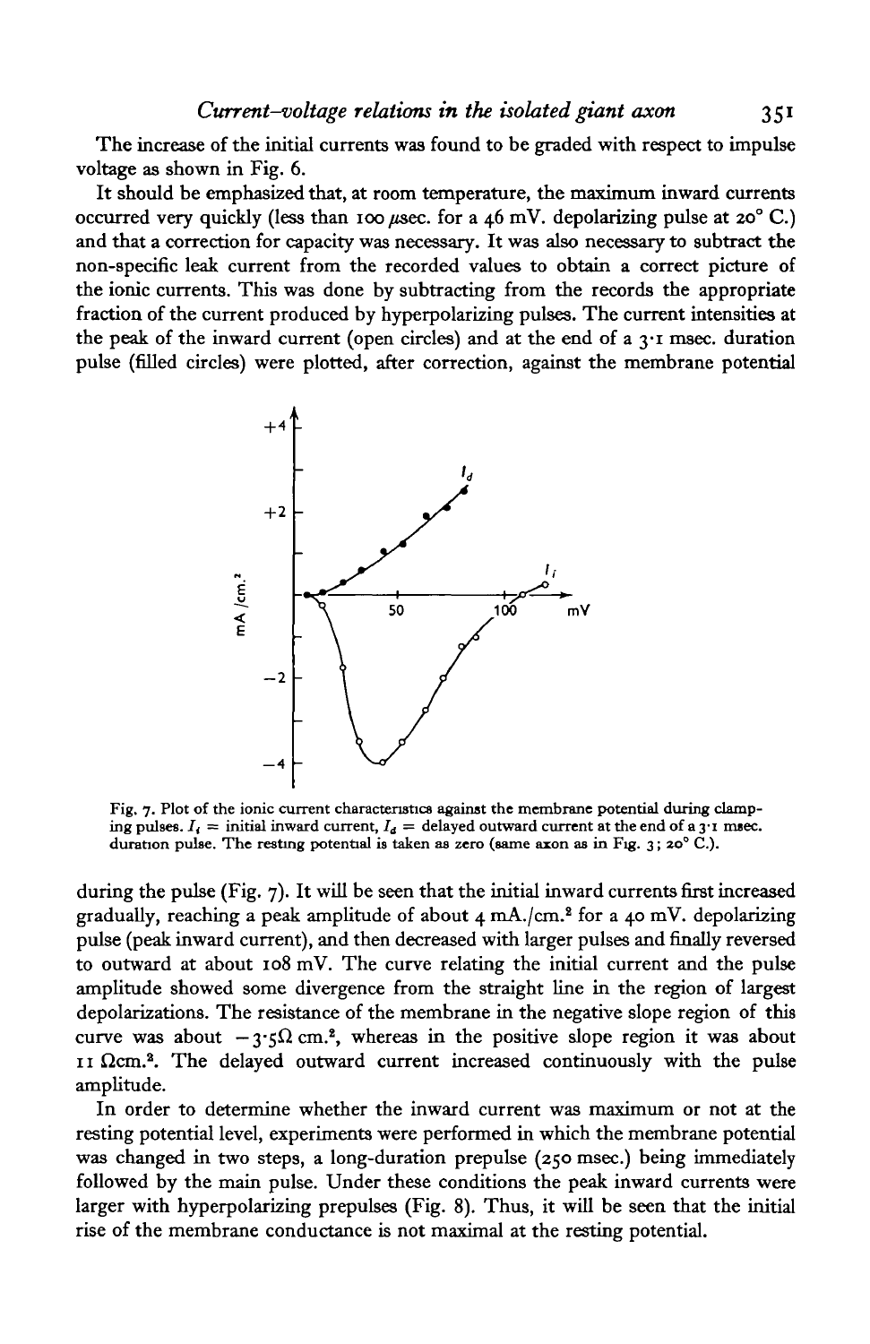The increase of the initial currents was found to be graded with respect to impulse voltage as shown in Fig. 6.

It should be emphasized that, at room temperature, the maximum inward currents occurred very quickly (less than 100 μsec. for a 46 mV. depolarizing pulse at 20° C.) and that a correction for capacity was necessary. It was also necessary to subtract the non-specific leak current from the recorded values to obtain a correct picture of the ionic currents. This was done by subtracting from the records the appropriate fraction of the current produced by hyperpolarizing pulses. The current intensities at the peak of the inward current (open circles) and at the end of a 3·1 msec. duration pulse (filled circles) were plotted, after correction, against the membrane potential

Fig. 7. Plot of the ionic current characteristics against the membrane potential during clamping pulses. $I_i$ = initial inward current, $I_d$ = delayed outward current at the end of a 3·1 msec. duration pulse. The resting potential is taken as zero (same axon as in Fig. 3; 20° C.).

during the pulse (Fig. 7). It will be seen that the initial inward currents first increased gradually, reaching a peak amplitude of about 4 mA./cm.$^2$ for a 40 mV. depolarizing pulse (peak inward current), and then decreased with larger pulses and finally reversed to outward at about 108 mV. The curve relating the initial current and the pulse amplitude showed some divergence from the straight line in the region of largest depolarizations. The resistance of the membrane in the negative slope region of this curve was about $-3{\cdot}5\,\Omega$ cm.$^2$, whereas in the positive slope region it was about 11 Ωcm.$^2$. The delayed outward current increased continuously with the pulse amplitude.

In order to determine whether the inward current was maximum or not at the resting potential level, experiments were performed in which the membrane potential was changed in two steps, a long-duration prepulse (250 msec.) being immediately followed by the main pulse. Under these conditions the peak inward currents were larger with hyperpolarizing prepulses (Fig. 8). Thus, it will be seen that the initial rise of the membrane conductance is not maximal at the resting potential.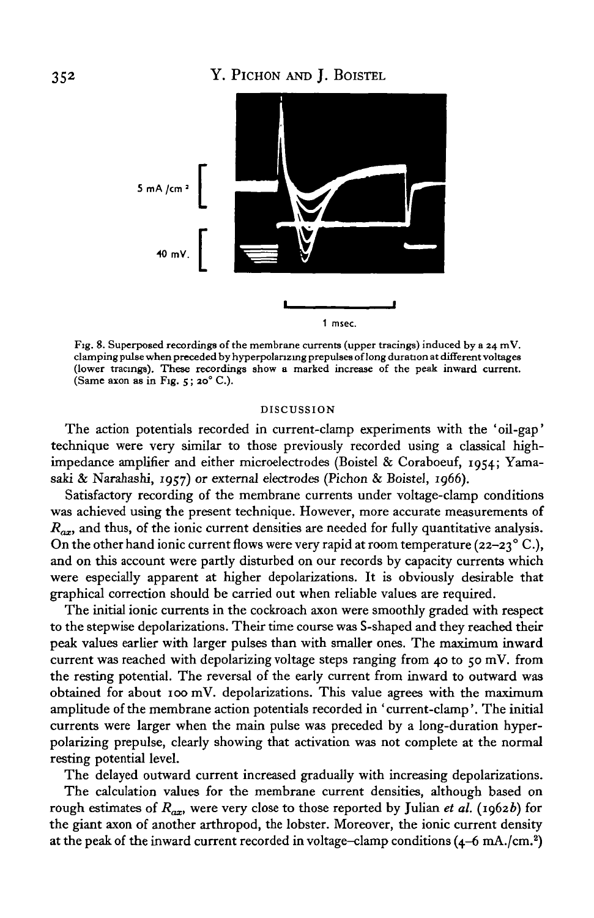5 mA/cm²

40 mV.

1 msec.

Fig. 8. Superposed recordings of the membrane currents (upper tracings) induced by a 24 mV. clamping pulse when preceded by hyperpolarizing prepulses of long duration at different voltages (lower tracings). These recordings show a marked increase of the peak inward current. (Same axon as in Fig. 5; 20° C.).

## DISCUSSION

The action potentials recorded in current-clamp experiments with the 'oil-gap' technique were very similar to those previously recorded using a classical high-impedance amplifier and either microelectrodes (Boistel & Coraboeuf, 1954; Yamasaki & Narahashi, 1957) or external electrodes (Pichon & Boistel, 1966).

Satisfactory recording of the membrane currents under voltage-clamp conditions was achieved using the present technique. However, more accurate measurements of $R_{ax}$, and thus, of the ionic current densities are needed for fully quantitative analysis. On the other hand ionic current flows were very rapid at room temperature (22–23° C.), and on this account were partly disturbed on our records by capacity currents which were especially apparent at higher depolarizations. It is obviously desirable that graphical correction should be carried out when reliable values are required.

The initial ionic currents in the cockroach axon were smoothly graded with respect to the stepwise depolarizations. Their time course was S-shaped and they reached their peak values earlier with larger pulses than with smaller ones. The maximum inward current was reached with depolarizing voltage steps ranging from 40 to 50 mV. from the resting potential. The reversal of the early current from inward to outward was obtained for about 100 mV. depolarizations. This value agrees with the maximum amplitude of the membrane action potentials recorded in 'current-clamp'. The initial currents were larger when the main pulse was preceded by a long-duration hyperpolarizing prepulse, clearly showing that activation was not complete at the normal resting potential level.

The delayed outward current increased gradually with increasing depolarizations.

The calculation values for the membrane current densities, although based on rough estimates of $R_{ax}$, were very close to those reported by Julian *et al.* (1962*b*) for the giant axon of another arthropod, the lobster. Moreover, the ionic current density at the peak of the inward current recorded in voltage-clamp conditions (4–6 mA./cm.$^2$)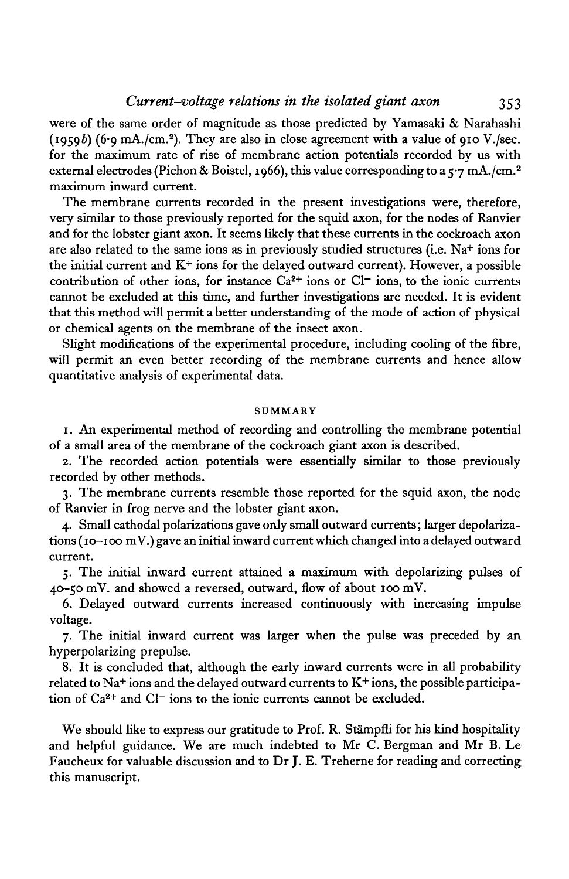were of the same order of magnitude as those predicted by Yamasaki & Narahashi (1959*b*) (6·9 mA./cm.$^2$). They are also in close agreement with a value of 910 V./sec. for the maximum rate of rise of membrane action potentials recorded by us with external electrodes (Pichon & Boistel, 1966), this value corresponding to a 5·7 mA./cm.$^2$ maximum inward current.

The membrane currents recorded in the present investigations were, therefore, very similar to those previously reported for the squid axon, for the nodes of Ranvier and for the lobster giant axon. It seems likely that these currents in the cockroach axon are also related to the same ions as in previously studied structures (i.e. $Na^+$ ions for the initial current and $K^+$ ions for the delayed outward current). However, a possible contribution of other ions, for instance $Ca^{2+}$ ions or $Cl^-$ ions, to the ionic currents cannot be excluded at this time, and further investigations are needed. It is evident that this method will permit a better understanding of the mode of action of physical or chemical agents on the membrane of the insect axon.

Slight modifications of the experimental procedure, including cooling of the fibre, will permit an even better recording of the membrane currents and hence allow quantitative analysis of experimental data.

## SUMMARY

1. An experimental method of recording and controlling the membrane potential of a small area of the membrane of the cockroach giant axon is described.

2. The recorded action potentials were essentially similar to those previously recorded by other methods.

3. The membrane currents resemble those reported for the squid axon, the node of Ranvier in frog nerve and the lobster giant axon.

4. Small cathodal polarizations gave only small outward currents; larger depolarizations (10–100 mV.) gave an initial inward current which changed into a delayed outward current.

5. The initial inward current attained a maximum with depolarizing pulses of 40–50 mV. and showed a reversed, outward, flow of about 100 mV.

6. Delayed outward currents increased continuously with increasing impulse voltage.

7. The initial inward current was larger when the pulse was preceded by an hyperpolarizing prepulse.

8. It is concluded that, although the early inward currents were in all probability related to $Na^+$ ions and the delayed outward currents to $K^+$ ions, the possible participation of $Ca^{2+}$ and $Cl^-$ ions to the ionic currents cannot be excluded.

We should like to express our gratitude to Prof. R. Stämpfli for his kind hospitality and helpful guidance. We are much indebted to Mr C. Bergman and Mr B. Le Faucheux for valuable discussion and to Dr J. E. Treherne for reading and correcting this manuscript.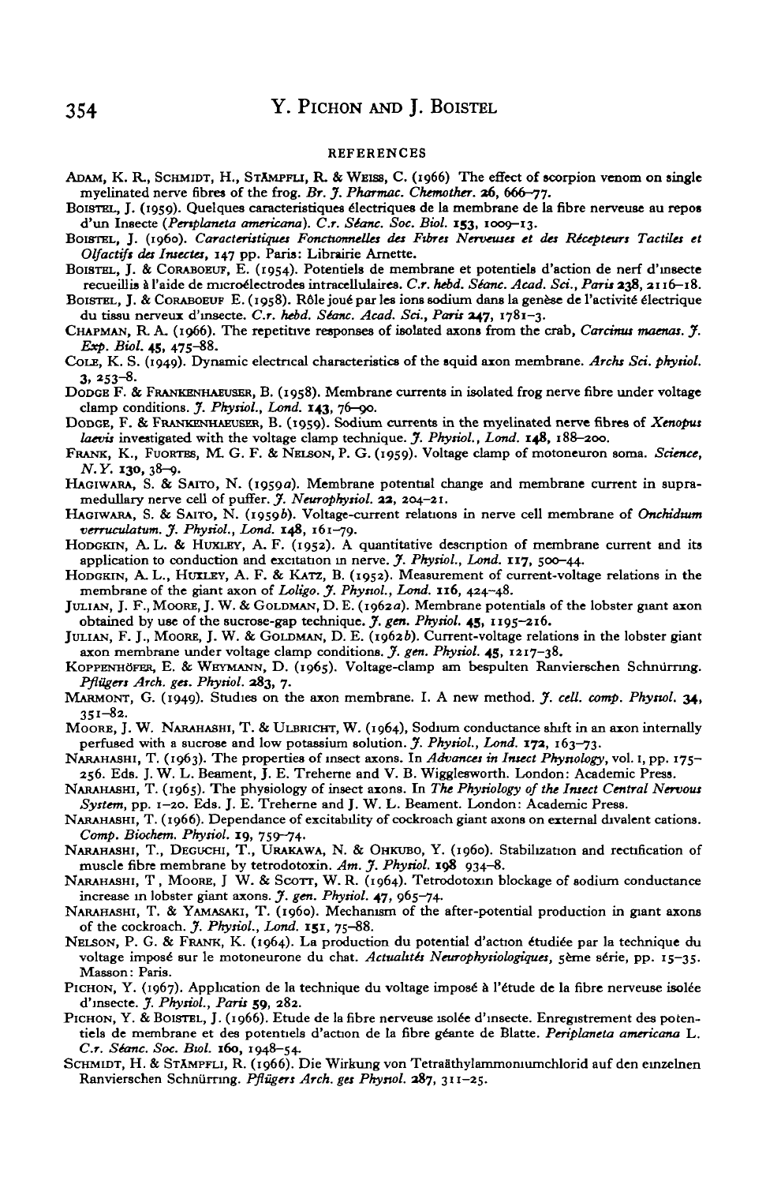## REFERENCES

ADAM, K. R., SCHMIDT, H., STÄMPFLI, R. & WEISS, C. (1966) The effect of scorpion venom on single myelinated nerve fibres of the frog. *Br. J. Pharmac. Chemother.* **26**, 666–77.

BOISTEL, J. (1959). Quelques caracteristiques électriques de la membrane de la fibre nerveuse au repos d'un Insecte (*Periplaneta americana*). *C.r. Séanc. Soc. Biol.* **153**, 1009–13.

BOISTEL, J. (1960). *Caracteristiques Fonctionnelles des Fibres Nerveuses et des Récepteurs Tactiles et Olfactifs des Insectes*, 147 pp. Paris: Librairie Arnette.

BOISTEL, J. & CORABOEUF, E. (1954). Potentiels de membrane et potentiels d'action de nerf d'insecte recueillis à l'aide de microélectrodes intracellulaires. *C.r. hebd. Séanc. Acad. Sci., Paris* **238**, 2116–18.

BOISTEL, J. & CORABOEUF E. (1958). Rôle joué par les ions sodium dans la genèse de l'activité électrique du tissu nerveux d'insecte. *C.r. hebd. Séanc. Acad. Sci., Paris* **247**, 1781–3.

CHAPMAN, R. A. (1966). The repetitive responses of isolated axons from the crab, *Carcinus maenas*. *J. Exp. Biol.* **45**, 475–88.

COLE, K. S. (1949). Dynamic electrical characteristics of the squid axon membrane. *Archs Sci. physiol.* **3**, 253–8.

DODGE F. & FRANKENHAEUSER, B. (1958). Membrane currents in isolated frog nerve fibre under voltage clamp conditions. *J. Physiol., Lond.* **143**, 76–90.

DODGE, F. & FRANKENHAEUSER, B. (1959). Sodium currents in the myelinated nerve fibres of *Xenopus laevis* investigated with the voltage clamp technique. *J. Physiol., Lond.* **148**, 188–200.

FRANK, K., FUORTES, M. G. F. & NELSON, P. G. (1959). Voltage clamp of motoneuron soma. *Science, N.Y.* **130**, 38–9.

HAGIWARA, S. & SAITO, N. (1959*a*). Membrane potential change and membrane current in supramedullary nerve cell of puffer. *J. Neurophysiol.* **22**, 204–21.

HAGIWARA, S. & SAITO, N. (1959*b*). Voltage-current relations in nerve cell membrane of *Onchidium verruculatum*. *J. Physiol., Lond.* **148**, 161–79.

HODGKIN, A. L. & HUXLEY, A. F. (1952). A quantitative description of membrane current and its application to conduction and excitation in nerve. *J. Physiol., Lond.* **117**, 500–44.

HODGKIN, A. L., HUXLEY, A. F. & KATZ, B. (1952). Measurement of current-voltage relations in the membrane of the giant axon of *Loligo*. *J. Physiol., Lond.* **116**, 424–48.

JULIAN, J. F., MOORE, J. W. & GOLDMAN, D. E. (1962*a*). Membrane potentials of the lobster giant axon obtained by use of the sucrose-gap technique. *J. gen. Physiol.* **45**, 1195–216.

JULIAN, F. J., MOORE, J. W. & GOLDMAN, D. E. (1962*b*). Current-voltage relations in the lobster giant axon membrane under voltage clamp conditions. *J. gen. Physiol.* **45**, 1217–38.

KOPPENHÖFER, E. & WEYMANN, D. (1965). Voltage-clamp am bespulten Ranvierschen Schnürring. *Pflügers Arch. ges. Physiol.* **283**, 7.

MARMONT, G. (1949). Studies on the axon membrane. I. A new method. *J. cell. comp. Physiol.* **34**, 351–82.

MOORE, J. W. NARAHASHI, T. & ULBRICHT, W. (1964), Sodium conductance shift in an axon internally perfused with a sucrose and low potassium solution. *J. Physiol., Lond.* **172**, 163–73.

NARAHASHI, T. (1963). The properties of insect axons. In *Advances in Insect Physiology*, vol. 1, pp. 175–256. Eds. J. W. L. Beament, J. E. Treherne and V. B. Wigglesworth. London: Academic Press.

NARAHASHI, T. (1965). The physiology of insect axons. In *The Physiology of the Insect Central Nervous System*, pp. 1–20. Eds. J. E. Treherne and J. W. L. Beament. London: Academic Press.

NARAHASHI, T. (1966). Dependance of excitability of cockroach giant axons on external divalent cations. *Comp. Biochem. Physiol.* **19**, 759–74.

NARAHASHI, T., DEGUCHI, T., URAKAWA, N. & OHKUBO, Y. (1960). Stabilization and rectification of muscle fibre membrane by tetrodotoxin. *Am. J. Physiol.* **198** 934–8.

NARAHASHI, T, MOORE, J W. & SCOTT, W. R. (1964). Tetrodotoxin blockage of sodium conductance increase in lobster giant axons. *J. gen. Physiol.* **47**, 965–74.

NARAHASHI, T. & YAMASAKI, T. (1960). Mechanism of the after-potential production in giant axons of the cockroach. *J. Physiol., Lond.* **151**, 75–88.

NELSON, P. G. & FRANK, K. (1964). La production du potential d'action étudiée par la technique du voltage imposé sur le motoneurone du chat. *Actualités Neurophysiologiques*, 5ème série, pp. 15–35. Masson: Paris.

PICHON, Y. (1967). Application de la technique du voltage imposé à l'étude de la fibre nerveuse isolée d'insecte. *J. Physiol., Paris* **59**, 282.

PICHON, Y. & BOISTEL, J. (1966). Etude de la fibre nerveuse isolée d'insecte. Enregistrement des potentiels de membrane et des potentiels d'action de la fibre géante de Blatte. *Periplaneta americana* L. *C.r. Séanc. Soc. Biol.* **160**, 1948–54.

SCHMIDT, H. & STÄMPFLI, R. (1966). Die Wirkung von Tetraäthylammoniumchlorid auf den einzelnen Ranvierschen Schnürring. *Pflügers Arch. ges Physiol.* **287**, 311–25.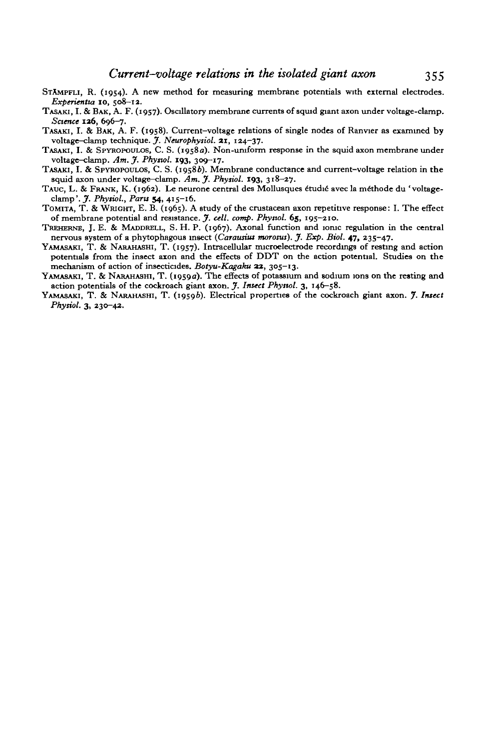STÄMPFLI, R. (1954). A new method for measuring membrane potentials with external electrodes. *Experientia* **10**, 508–12.

TASAKI, I. & BAK, A. F. (1957). Oscillatory membrane currents of squid giant axon under voltage-clamp. *Science* **126**, 696–7.

TASAKI, I. & BAK, A. F. (1958). Current–voltage relations of single nodes of Ranvier as examined by voltage-clamp technique. *J. Neurophysiol.* **21**, 124–37.

TASAKI, I. & SPYROPOULOS, C. S. (1958*a*). Non-uniform response in the squid axon membrane under voltage-clamp. *Am. J. Physiol.* **193**, 309–17.

TASAKI, I. & SPYROPOULOS, C. S. (1958*b*). Membrane conductance and current–voltage relation in the squid axon under voltage-clamp. *Am. J. Physiol.* **193**, 318–27.

TAUC, L. & FRANK, K. (1962). Le neurone central des Mollusques étudié avec la méthode du 'voltage-clamp'. *J. Physiol., Paris* **54**, 415–16.

TOMITA, T. & WRIGHT, E. B. (1965). A study of the crustacean axon repetitive response: I. The effect of membrane potential and resistance. *J. cell. comp. Physiol.* **65**, 195–210.

TREHERNE, J. E. & MADDRELL, S. H. P. (1967). Axonal function and ionic regulation in the central nervous system of a phytophagous insect (*Carausius morosus*). *J. Exp. Biol.* **47**, 235–47.

YAMASAKI, T. & NARAHASHI, T. (1957). Intracellular microelectrode recordings of resting and action potentials from the insect axon and the effects of DDT on the action potential. Studies on the mechanism of action of insecticides. *Botyu-Kagaku* **22**, 305–13.

YAMASAKI, T. & NARAHASHI, T. (1959*a*). The effects of potassium and sodium ions on the resting and action potentials of the cockroach giant axon. *J. Insect Physiol.* **3**, 146–58.

YAMASAKI, T. & NARAHASHI, T. (1959*b*). Electrical properties of the cockroach giant axon. *J. Insect Physiol.* **3**, 230–42.